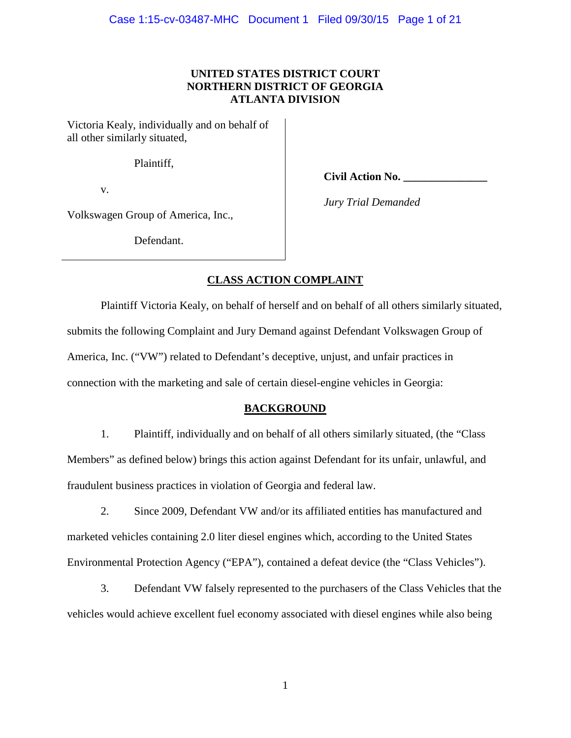**UNITED STATES DISTRICT COURT**
**NORTHERN DISTRICT OF GEORGIA**
**ATLANTA DIVISION**

| | |
|---|---|
| Victoria Kealy, individually and on behalf of all other similarly situated,<br><br>Plaintiff,<br><br>v.<br><br>Volkswagen Group of America, Inc.,<br><br>Defendant. | **Civil Action No. _______________**<br><br>*Jury Trial Demanded* |

## CLASS ACTION COMPLAINT

Plaintiff Victoria Kealy, on behalf of herself and on behalf of all others similarly situated, submits the following Complaint and Jury Demand against Defendant Volkswagen Group of America, Inc. ("VW") related to Defendant's deceptive, unjust, and unfair practices in connection with the marketing and sale of certain diesel-engine vehicles in Georgia:

## BACKGROUND

1. Plaintiff, individually and on behalf of all others similarly situated, (the "Class Members" as defined below) brings this action against Defendant for its unfair, unlawful, and fraudulent business practices in violation of Georgia and federal law.

2. Since 2009, Defendant VW and/or its affiliated entities has manufactured and marketed vehicles containing 2.0 liter diesel engines which, according to the United States Environmental Protection Agency ("EPA"), contained a defeat device (the "Class Vehicles").

3. Defendant VW falsely represented to the purchasers of the Class Vehicles that the vehicles would achieve excellent fuel economy associated with diesel engines while also being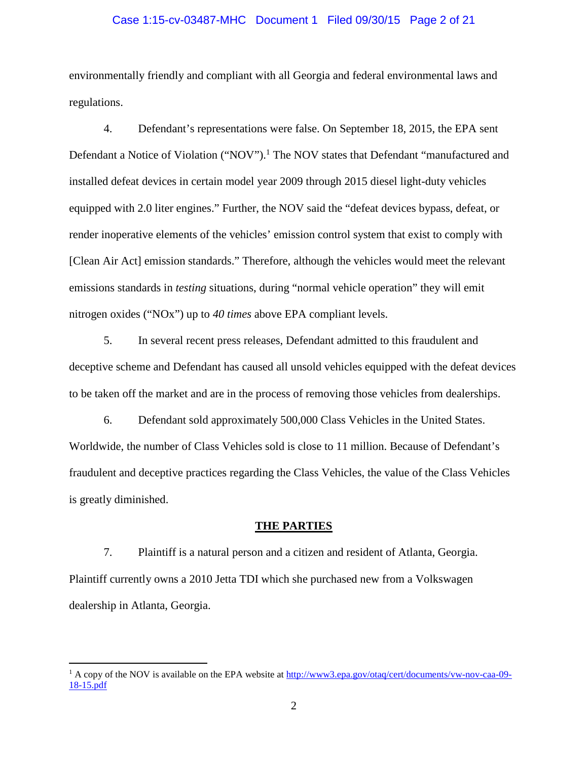environmentally friendly and compliant with all Georgia and federal environmental laws and regulations.

4. Defendant's representations were false. On September 18, 2015, the EPA sent Defendant a Notice of Violation ("NOV").[1] The NOV states that Defendant "manufactured and installed defeat devices in certain model year 2009 through 2015 diesel light-duty vehicles equipped with 2.0 liter engines." Further, the NOV said the "defeat devices bypass, defeat, or render inoperative elements of the vehicles' emission control system that exist to comply with [Clean Air Act] emission standards." Therefore, although the vehicles would meet the relevant emissions standards in *testing* situations, during "normal vehicle operation" they will emit nitrogen oxides ("NOx") up to *40 times* above EPA compliant levels.

5. In several recent press releases, Defendant admitted to this fraudulent and deceptive scheme and Defendant has caused all unsold vehicles equipped with the defeat devices to be taken off the market and are in the process of removing those vehicles from dealerships.

6. Defendant sold approximately 500,000 Class Vehicles in the United States. Worldwide, the number of Class Vehicles sold is close to 11 million. Because of Defendant's fraudulent and deceptive practices regarding the Class Vehicles, the value of the Class Vehicles is greatly diminished.

## THE PARTIES

7. Plaintiff is a natural person and a citizen and resident of Atlanta, Georgia. Plaintiff currently owns a 2010 Jetta TDI which she purchased new from a Volkswagen dealership in Atlanta, Georgia.

---

[1] A copy of the NOV is available on the EPA website at http://www3.epa.gov/otaq/cert/documents/vw-nov-caa-09-18-15.pdf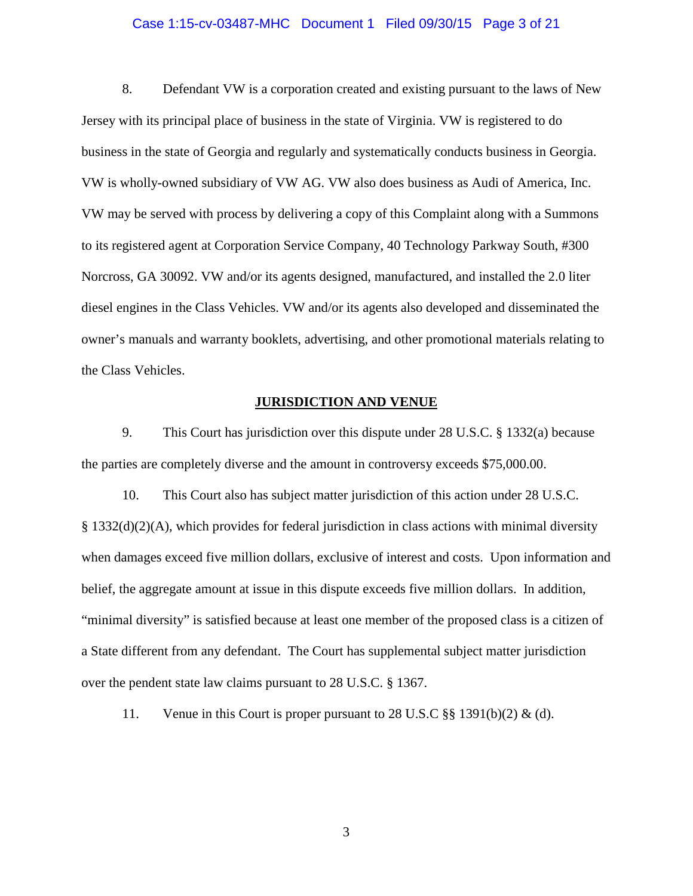8. Defendant VW is a corporation created and existing pursuant to the laws of New Jersey with its principal place of business in the state of Virginia. VW is registered to do business in the state of Georgia and regularly and systematically conducts business in Georgia. VW is wholly-owned subsidiary of VW AG. VW also does business as Audi of America, Inc. VW may be served with process by delivering a copy of this Complaint along with a Summons to its registered agent at Corporation Service Company, 40 Technology Parkway South, #300 Norcross, GA 30092. VW and/or its agents designed, manufactured, and installed the 2.0 liter diesel engines in the Class Vehicles. VW and/or its agents also developed and disseminated the owner's manuals and warranty booklets, advertising, and other promotional materials relating to the Class Vehicles.

## JURISDICTION AND VENUE

9. This Court has jurisdiction over this dispute under 28 U.S.C. § 1332(a) because the parties are completely diverse and the amount in controversy exceeds $75,000.00.

10. This Court also has subject matter jurisdiction of this action under 28 U.S.C. § 1332(d)(2)(A), which provides for federal jurisdiction in class actions with minimal diversity when damages exceed five million dollars, exclusive of interest and costs. Upon information and belief, the aggregate amount at issue in this dispute exceeds five million dollars. In addition, "minimal diversity" is satisfied because at least one member of the proposed class is a citizen of a State different from any defendant. The Court has supplemental subject matter jurisdiction over the pendent state law claims pursuant to 28 U.S.C. § 1367.

11. Venue in this Court is proper pursuant to 28 U.S.C §§ 1391(b)(2) & (d).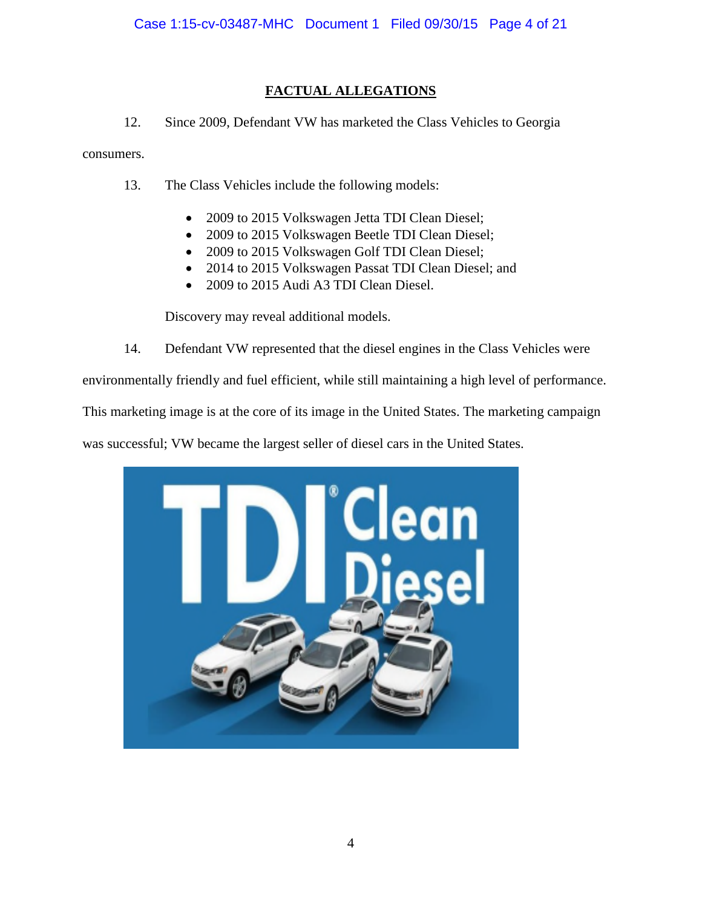## FACTUAL ALLEGATIONS

12. Since 2009, Defendant VW has marketed the Class Vehicles to Georgia consumers.

13. The Class Vehicles include the following models:

- 2009 to 2015 Volkswagen Jetta TDI Clean Diesel;
- 2009 to 2015 Volkswagen Beetle TDI Clean Diesel;
- 2009 to 2015 Volkswagen Golf TDI Clean Diesel;
- 2014 to 2015 Volkswagen Passat TDI Clean Diesel; and
- 2009 to 2015 Audi A3 TDI Clean Diesel.

Discovery may reveal additional models.

14. Defendant VW represented that the diesel engines in the Class Vehicles were environmentally friendly and fuel efficient, while still maintaining a high level of performance. This marketing image is at the core of its image in the United States. The marketing campaign was successful; VW became the largest seller of diesel cars in the United States.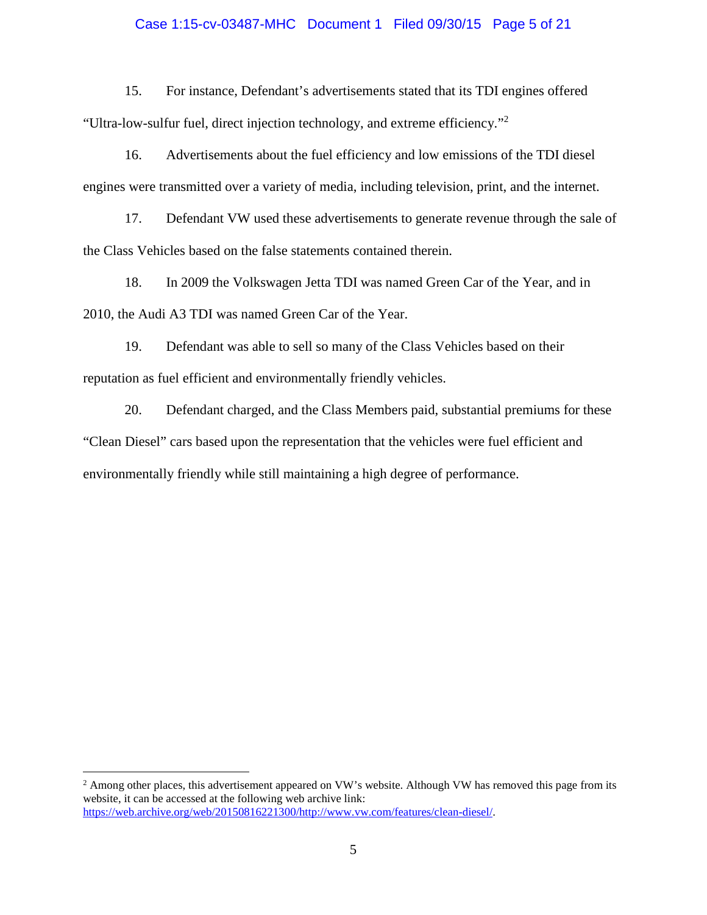15. For instance, Defendant's advertisements stated that its TDI engines offered "Ultra-low-sulfur fuel, direct injection technology, and extreme efficiency."[2]

16. Advertisements about the fuel efficiency and low emissions of the TDI diesel engines were transmitted over a variety of media, including television, print, and the internet.

17. Defendant VW used these advertisements to generate revenue through the sale of the Class Vehicles based on the false statements contained therein.

18. In 2009 the Volkswagen Jetta TDI was named Green Car of the Year, and in 2010, the Audi A3 TDI was named Green Car of the Year.

19. Defendant was able to sell so many of the Class Vehicles based on their reputation as fuel efficient and environmentally friendly vehicles.

20. Defendant charged, and the Class Members paid, substantial premiums for these "Clean Diesel" cars based upon the representation that the vehicles were fuel efficient and environmentally friendly while still maintaining a high degree of performance.

---

[2] Among other places, this advertisement appeared on VW's website. Although VW has removed this page from its website, it can be accessed at the following web archive link: https://web.archive.org/web/20150816221300/http://www.vw.com/features/clean-diesel/.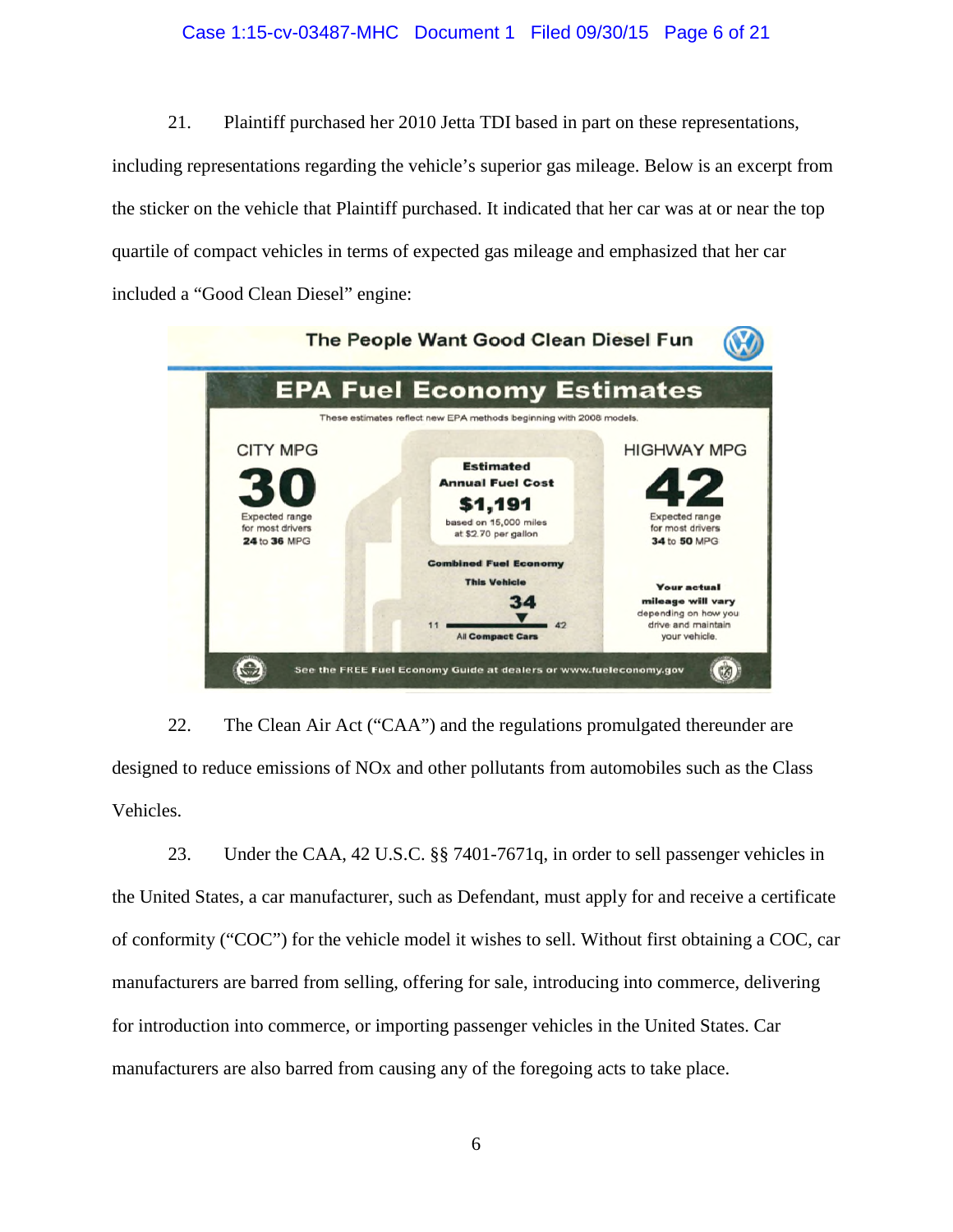21. Plaintiff purchased her 2010 Jetta TDI based in part on these representations, including representations regarding the vehicle's superior gas mileage. Below is an excerpt from the sticker on the vehicle that Plaintiff purchased. It indicated that her car was at or near the top quartile of compact vehicles in terms of expected gas mileage and emphasized that her car included a "Good Clean Diesel" engine:

The People Want Good Clean Diesel Fun

**EPA Fuel Economy Estimates**

These estimates reflect new EPA methods beginning with 2008 models.

CITY MPG
**30**
Expected range for most drivers
**24** to **36** MPG

**Estimated Annual Fuel Cost**
**$1,191**
based on 15,000 miles at $2.70 per gallon

HIGHWAY MPG
**42**
Expected range for most drivers
**34** to **50** MPG

**Combined Fuel Economy**
**This Vehicle**
**34**
11 — 42
All **Compact Cars**

**Your actual mileage will vary** depending on how you drive and maintain your vehicle.

See the FREE Fuel Economy Guide at dealers or www.fueleconomy.gov

22. The Clean Air Act ("CAA") and the regulations promulgated thereunder are designed to reduce emissions of NOx and other pollutants from automobiles such as the Class Vehicles.

23. Under the CAA, 42 U.S.C. §§ 7401-7671q, in order to sell passenger vehicles in the United States, a car manufacturer, such as Defendant, must apply for and receive a certificate of conformity ("COC") for the vehicle model it wishes to sell. Without first obtaining a COC, car manufacturers are barred from selling, offering for sale, introducing into commerce, delivering for introduction into commerce, or importing passenger vehicles in the United States. Car manufacturers are also barred from causing any of the foregoing acts to take place.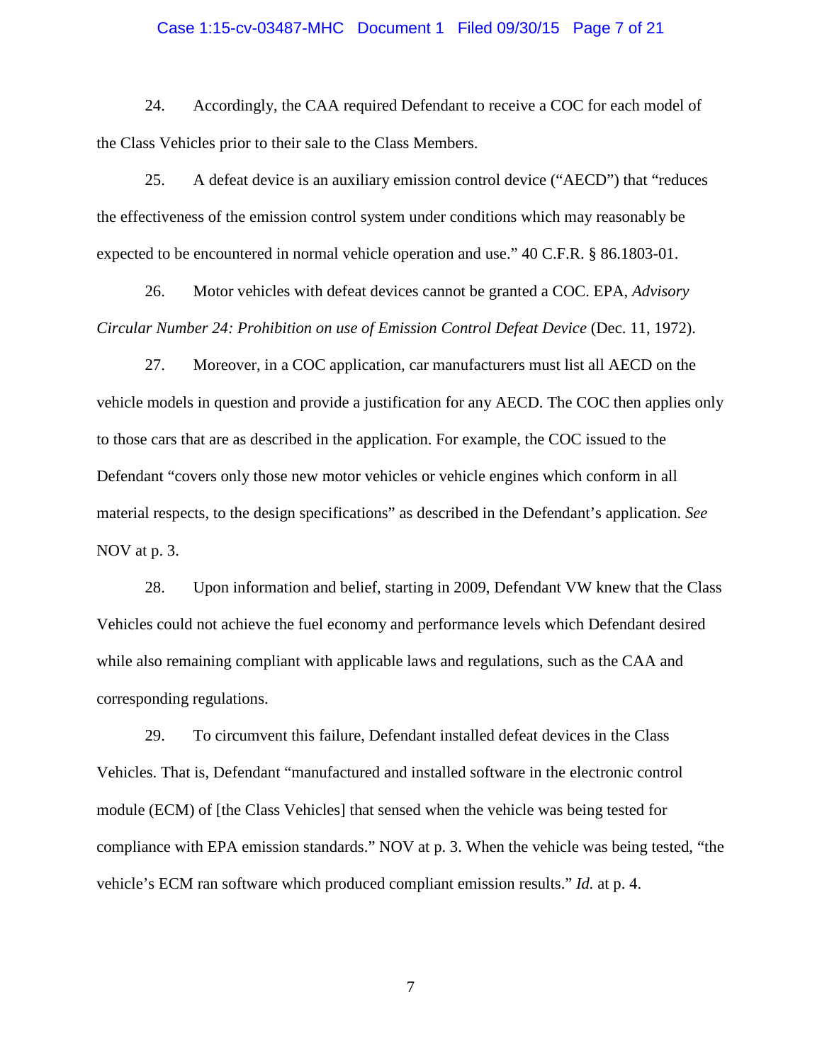24. Accordingly, the CAA required Defendant to receive a COC for each model of the Class Vehicles prior to their sale to the Class Members.

25. A defeat device is an auxiliary emission control device ("AECD") that "reduces the effectiveness of the emission control system under conditions which may reasonably be expected to be encountered in normal vehicle operation and use." 40 C.F.R. § 86.1803-01.

26. Motor vehicles with defeat devices cannot be granted a COC. EPA, *Advisory Circular Number 24: Prohibition on use of Emission Control Defeat Device* (Dec. 11, 1972).

27. Moreover, in a COC application, car manufacturers must list all AECD on the vehicle models in question and provide a justification for any AECD. The COC then applies only to those cars that are as described in the application. For example, the COC issued to the Defendant "covers only those new motor vehicles or vehicle engines which conform in all material respects, to the design specifications" as described in the Defendant's application. *See* NOV at p. 3.

28. Upon information and belief, starting in 2009, Defendant VW knew that the Class Vehicles could not achieve the fuel economy and performance levels which Defendant desired while also remaining compliant with applicable laws and regulations, such as the CAA and corresponding regulations.

29. To circumvent this failure, Defendant installed defeat devices in the Class Vehicles. That is, Defendant "manufactured and installed software in the electronic control module (ECM) of [the Class Vehicles] that sensed when the vehicle was being tested for compliance with EPA emission standards." NOV at p. 3. When the vehicle was being tested, "the vehicle's ECM ran software which produced compliant emission results." *Id.* at p. 4.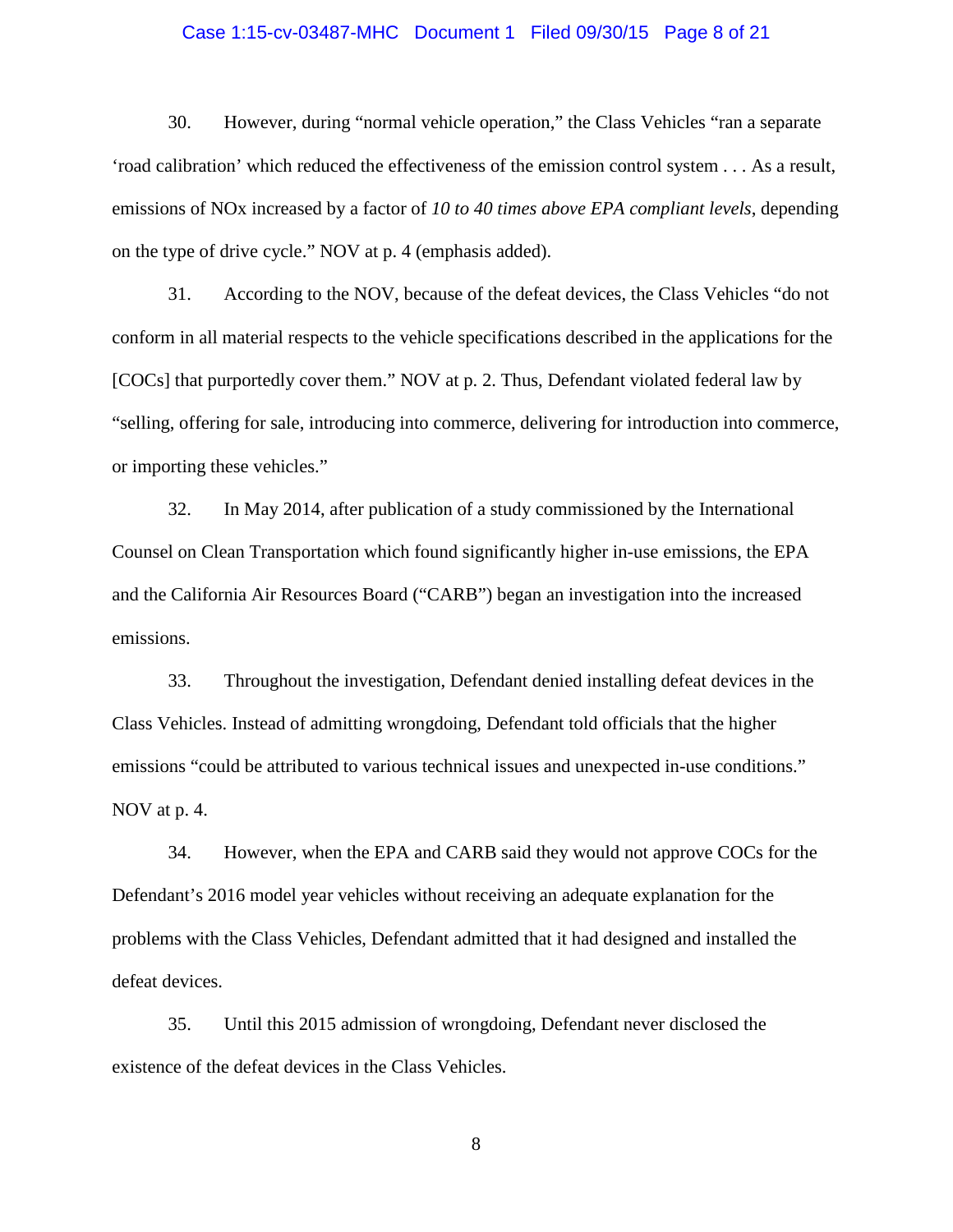30. However, during "normal vehicle operation," the Class Vehicles "ran a separate 'road calibration' which reduced the effectiveness of the emission control system . . . As a result, emissions of NOx increased by a factor of *10 to 40 times above EPA compliant levels*, depending on the type of drive cycle." NOV at p. 4 (emphasis added).

31. According to the NOV, because of the defeat devices, the Class Vehicles "do not conform in all material respects to the vehicle specifications described in the applications for the [COCs] that purportedly cover them." NOV at p. 2. Thus, Defendant violated federal law by "selling, offering for sale, introducing into commerce, delivering for introduction into commerce, or importing these vehicles."

32. In May 2014, after publication of a study commissioned by the International Counsel on Clean Transportation which found significantly higher in-use emissions, the EPA and the California Air Resources Board ("CARB") began an investigation into the increased emissions.

33. Throughout the investigation, Defendant denied installing defeat devices in the Class Vehicles. Instead of admitting wrongdoing, Defendant told officials that the higher emissions "could be attributed to various technical issues and unexpected in-use conditions." NOV at p. 4.

34. However, when the EPA and CARB said they would not approve COCs for the Defendant's 2016 model year vehicles without receiving an adequate explanation for the problems with the Class Vehicles, Defendant admitted that it had designed and installed the defeat devices.

35. Until this 2015 admission of wrongdoing, Defendant never disclosed the existence of the defeat devices in the Class Vehicles.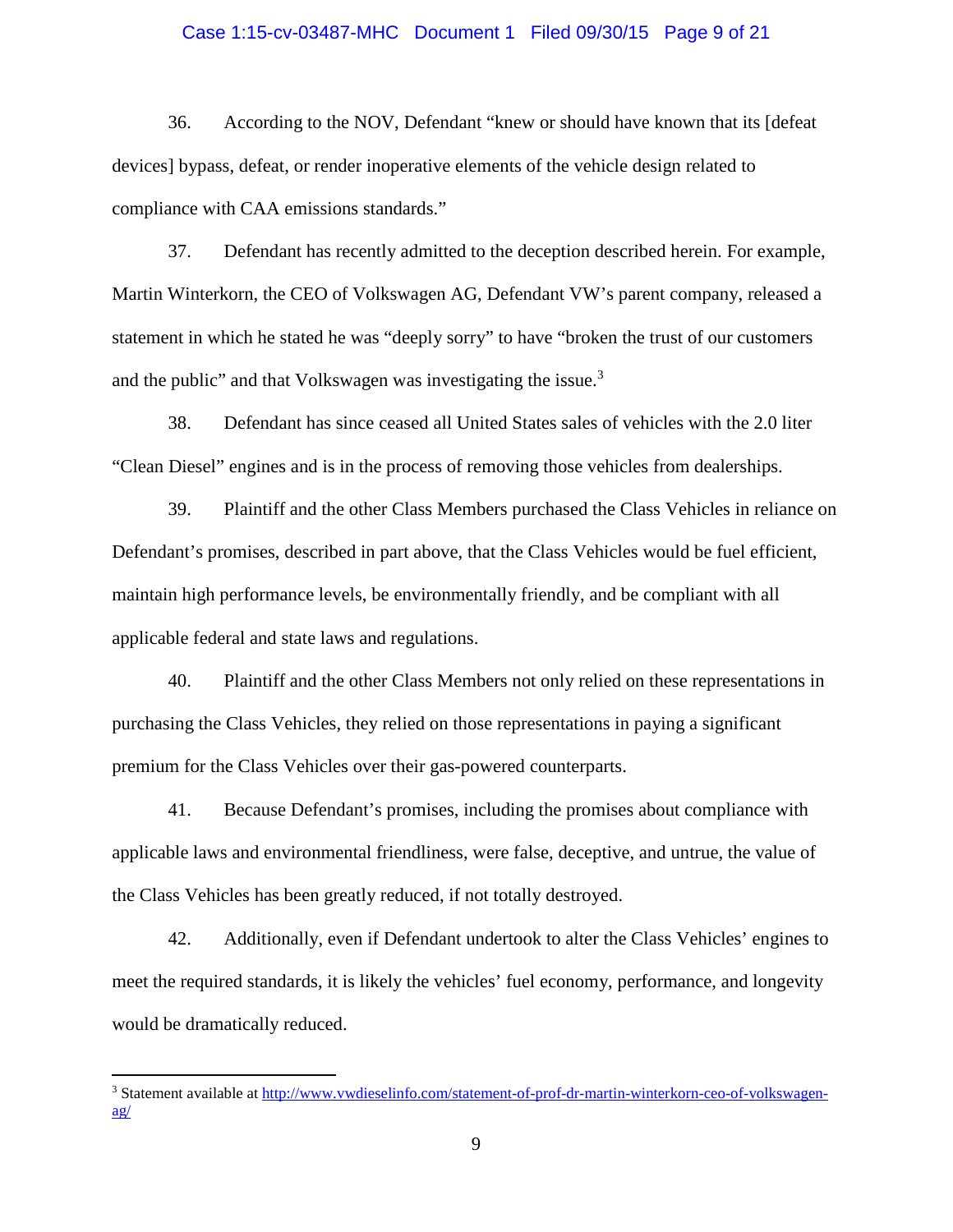36. According to the NOV, Defendant "knew or should have known that its [defeat devices] bypass, defeat, or render inoperative elements of the vehicle design related to compliance with CAA emissions standards."

37. Defendant has recently admitted to the deception described herein. For example, Martin Winterkorn, the CEO of Volkswagen AG, Defendant VW's parent company, released a statement in which he stated he was "deeply sorry" to have "broken the trust of our customers and the public" and that Volkswagen was investigating the issue.[3]

38. Defendant has since ceased all United States sales of vehicles with the 2.0 liter "Clean Diesel" engines and is in the process of removing those vehicles from dealerships.

39. Plaintiff and the other Class Members purchased the Class Vehicles in reliance on Defendant's promises, described in part above, that the Class Vehicles would be fuel efficient, maintain high performance levels, be environmentally friendly, and be compliant with all applicable federal and state laws and regulations.

40. Plaintiff and the other Class Members not only relied on these representations in purchasing the Class Vehicles, they relied on those representations in paying a significant premium for the Class Vehicles over their gas-powered counterparts.

41. Because Defendant's promises, including the promises about compliance with applicable laws and environmental friendliness, were false, deceptive, and untrue, the value of the Class Vehicles has been greatly reduced, if not totally destroyed.

42. Additionally, even if Defendant undertook to alter the Class Vehicles' engines to meet the required standards, it is likely the vehicles' fuel economy, performance, and longevity would be dramatically reduced.

---

[3] Statement available at http://www.vwdieselinfo.com/statement-of-prof-dr-martin-winterkorn-ceo-of-volkswagen-ag/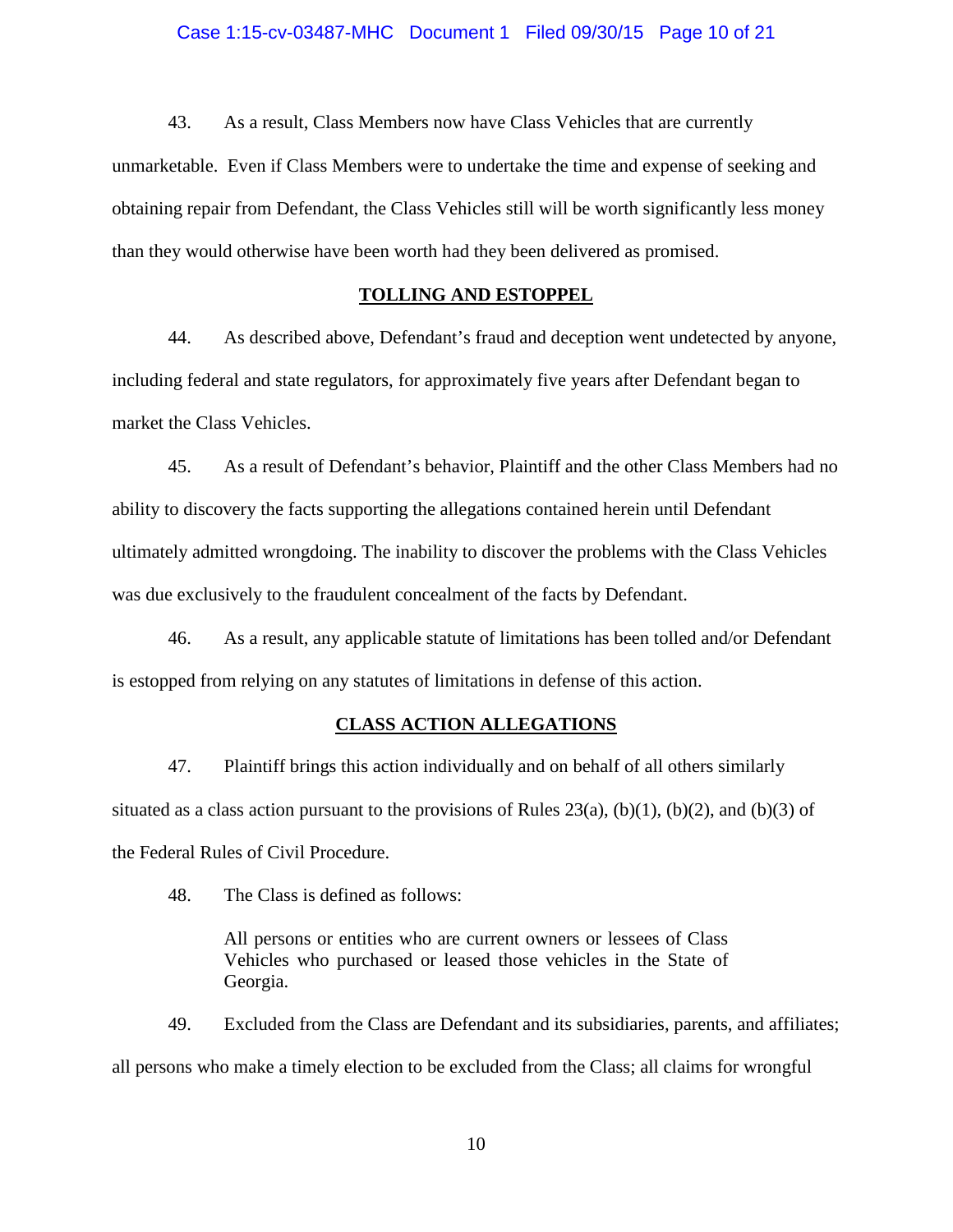43. As a result, Class Members now have Class Vehicles that are currently unmarketable. Even if Class Members were to undertake the time and expense of seeking and obtaining repair from Defendant, the Class Vehicles still will be worth significantly less money than they would otherwise have been worth had they been delivered as promised.

## TOLLING AND ESTOPPEL

44. As described above, Defendant's fraud and deception went undetected by anyone, including federal and state regulators, for approximately five years after Defendant began to market the Class Vehicles.

45. As a result of Defendant's behavior, Plaintiff and the other Class Members had no ability to discovery the facts supporting the allegations contained herein until Defendant ultimately admitted wrongdoing. The inability to discover the problems with the Class Vehicles was due exclusively to the fraudulent concealment of the facts by Defendant.

46. As a result, any applicable statute of limitations has been tolled and/or Defendant is estopped from relying on any statutes of limitations in defense of this action.

## CLASS ACTION ALLEGATIONS

47. Plaintiff brings this action individually and on behalf of all others similarly situated as a class action pursuant to the provisions of Rules 23(a), (b)(1), (b)(2), and (b)(3) of the Federal Rules of Civil Procedure.

48. The Class is defined as follows:

> All persons or entities who are current owners or lessees of Class Vehicles who purchased or leased those vehicles in the State of Georgia.

49. Excluded from the Class are Defendant and its subsidiaries, parents, and affiliates; all persons who make a timely election to be excluded from the Class; all claims for wrongful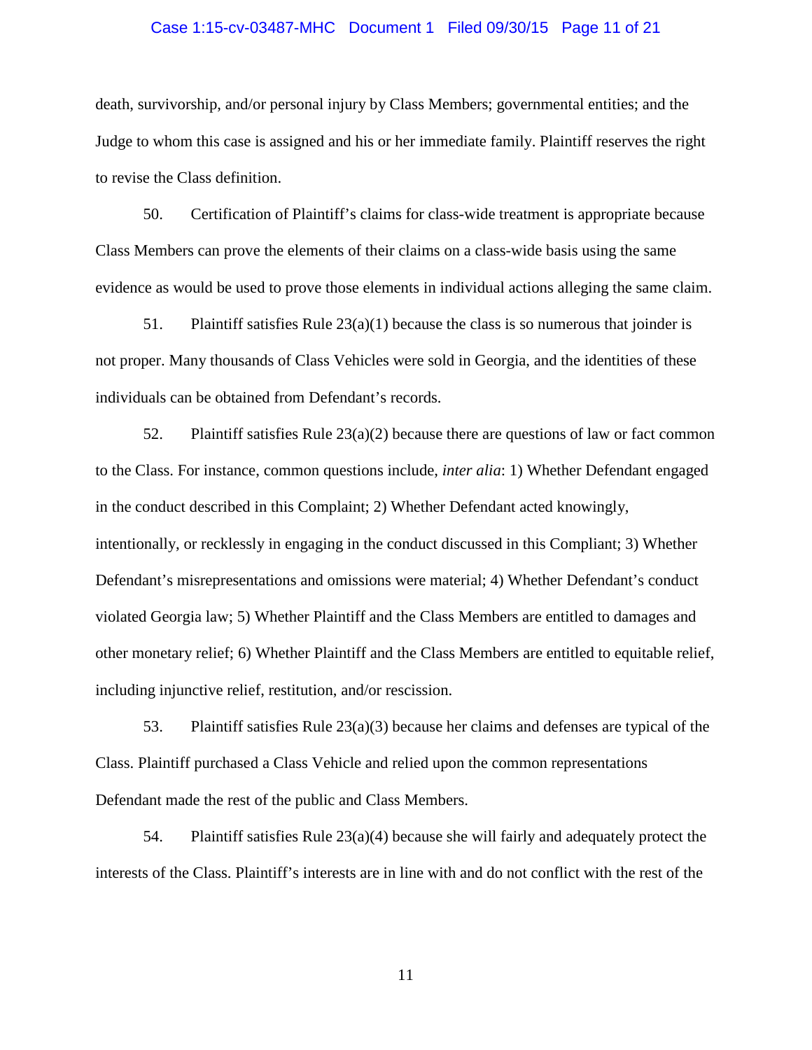death, survivorship, and/or personal injury by Class Members; governmental entities; and the Judge to whom this case is assigned and his or her immediate family. Plaintiff reserves the right to revise the Class definition.

50. Certification of Plaintiff's claims for class-wide treatment is appropriate because Class Members can prove the elements of their claims on a class-wide basis using the same evidence as would be used to prove those elements in individual actions alleging the same claim.

51. Plaintiff satisfies Rule 23(a)(1) because the class is so numerous that joinder is not proper. Many thousands of Class Vehicles were sold in Georgia, and the identities of these individuals can be obtained from Defendant's records.

52. Plaintiff satisfies Rule 23(a)(2) because there are questions of law or fact common to the Class. For instance, common questions include, *inter alia*: 1) Whether Defendant engaged in the conduct described in this Complaint; 2) Whether Defendant acted knowingly, intentionally, or recklessly in engaging in the conduct discussed in this Compliant; 3) Whether Defendant's misrepresentations and omissions were material; 4) Whether Defendant's conduct violated Georgia law; 5) Whether Plaintiff and the Class Members are entitled to damages and other monetary relief; 6) Whether Plaintiff and the Class Members are entitled to equitable relief, including injunctive relief, restitution, and/or rescission.

53. Plaintiff satisfies Rule 23(a)(3) because her claims and defenses are typical of the Class. Plaintiff purchased a Class Vehicle and relied upon the common representations Defendant made the rest of the public and Class Members.

54. Plaintiff satisfies Rule 23(a)(4) because she will fairly and adequately protect the interests of the Class. Plaintiff's interests are in line with and do not conflict with the rest of the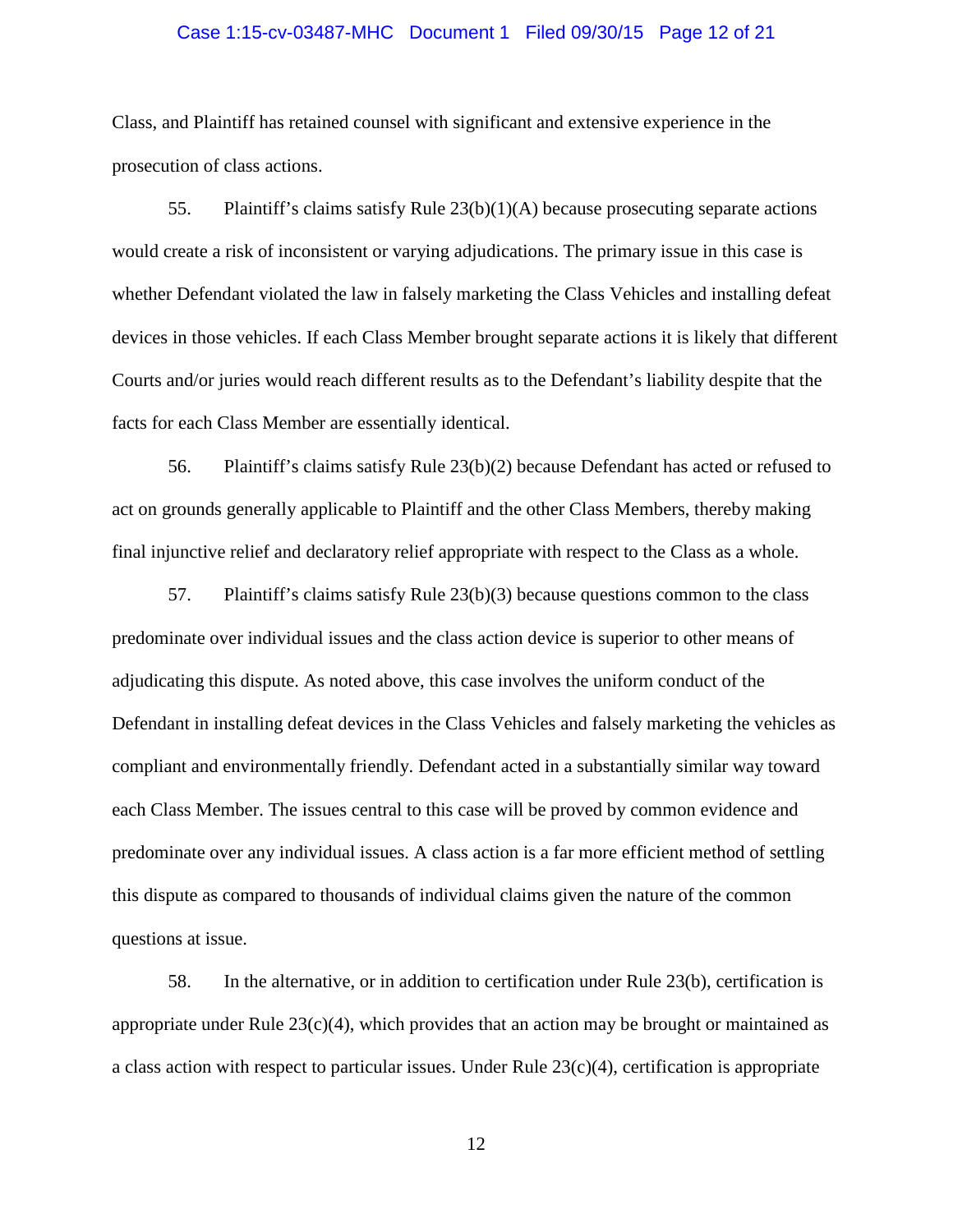Class, and Plaintiff has retained counsel with significant and extensive experience in the prosecution of class actions.

55. Plaintiff's claims satisfy Rule 23(b)(1)(A) because prosecuting separate actions would create a risk of inconsistent or varying adjudications. The primary issue in this case is whether Defendant violated the law in falsely marketing the Class Vehicles and installing defeat devices in those vehicles. If each Class Member brought separate actions it is likely that different Courts and/or juries would reach different results as to the Defendant's liability despite that the facts for each Class Member are essentially identical.

56. Plaintiff's claims satisfy Rule 23(b)(2) because Defendant has acted or refused to act on grounds generally applicable to Plaintiff and the other Class Members, thereby making final injunctive relief and declaratory relief appropriate with respect to the Class as a whole.

57. Plaintiff's claims satisfy Rule 23(b)(3) because questions common to the class predominate over individual issues and the class action device is superior to other means of adjudicating this dispute. As noted above, this case involves the uniform conduct of the Defendant in installing defeat devices in the Class Vehicles and falsely marketing the vehicles as compliant and environmentally friendly. Defendant acted in a substantially similar way toward each Class Member. The issues central to this case will be proved by common evidence and predominate over any individual issues. A class action is a far more efficient method of settling this dispute as compared to thousands of individual claims given the nature of the common questions at issue.

58. In the alternative, or in addition to certification under Rule 23(b), certification is appropriate under Rule 23(c)(4), which provides that an action may be brought or maintained as a class action with respect to particular issues. Under Rule 23(c)(4), certification is appropriate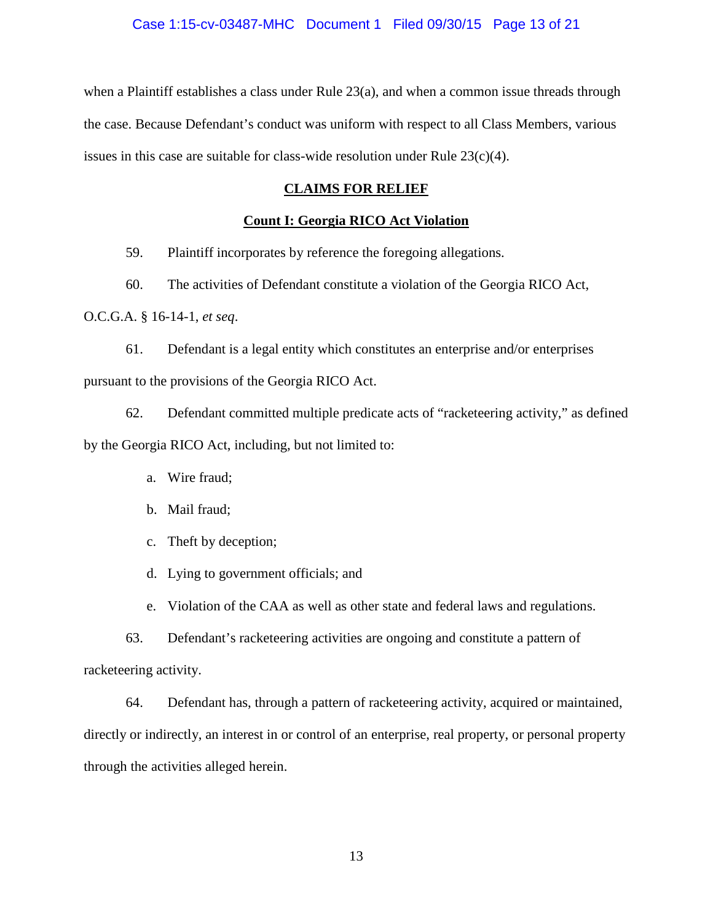when a Plaintiff establishes a class under Rule 23(a), and when a common issue threads through the case. Because Defendant's conduct was uniform with respect to all Class Members, various issues in this case are suitable for class-wide resolution under Rule 23(c)(4).

## CLAIMS FOR RELIEF

### Count I: Georgia RICO Act Violation

59. Plaintiff incorporates by reference the foregoing allegations.

60. The activities of Defendant constitute a violation of the Georgia RICO Act, O.C.G.A. § 16-14-1, *et seq*.

61. Defendant is a legal entity which constitutes an enterprise and/or enterprises pursuant to the provisions of the Georgia RICO Act.

62. Defendant committed multiple predicate acts of "racketeering activity," as defined by the Georgia RICO Act, including, but not limited to:

a. Wire fraud;

b. Mail fraud;

c. Theft by deception;

d. Lying to government officials; and

e. Violation of the CAA as well as other state and federal laws and regulations.

63. Defendant's racketeering activities are ongoing and constitute a pattern of racketeering activity.

64. Defendant has, through a pattern of racketeering activity, acquired or maintained, directly or indirectly, an interest in or control of an enterprise, real property, or personal property through the activities alleged herein.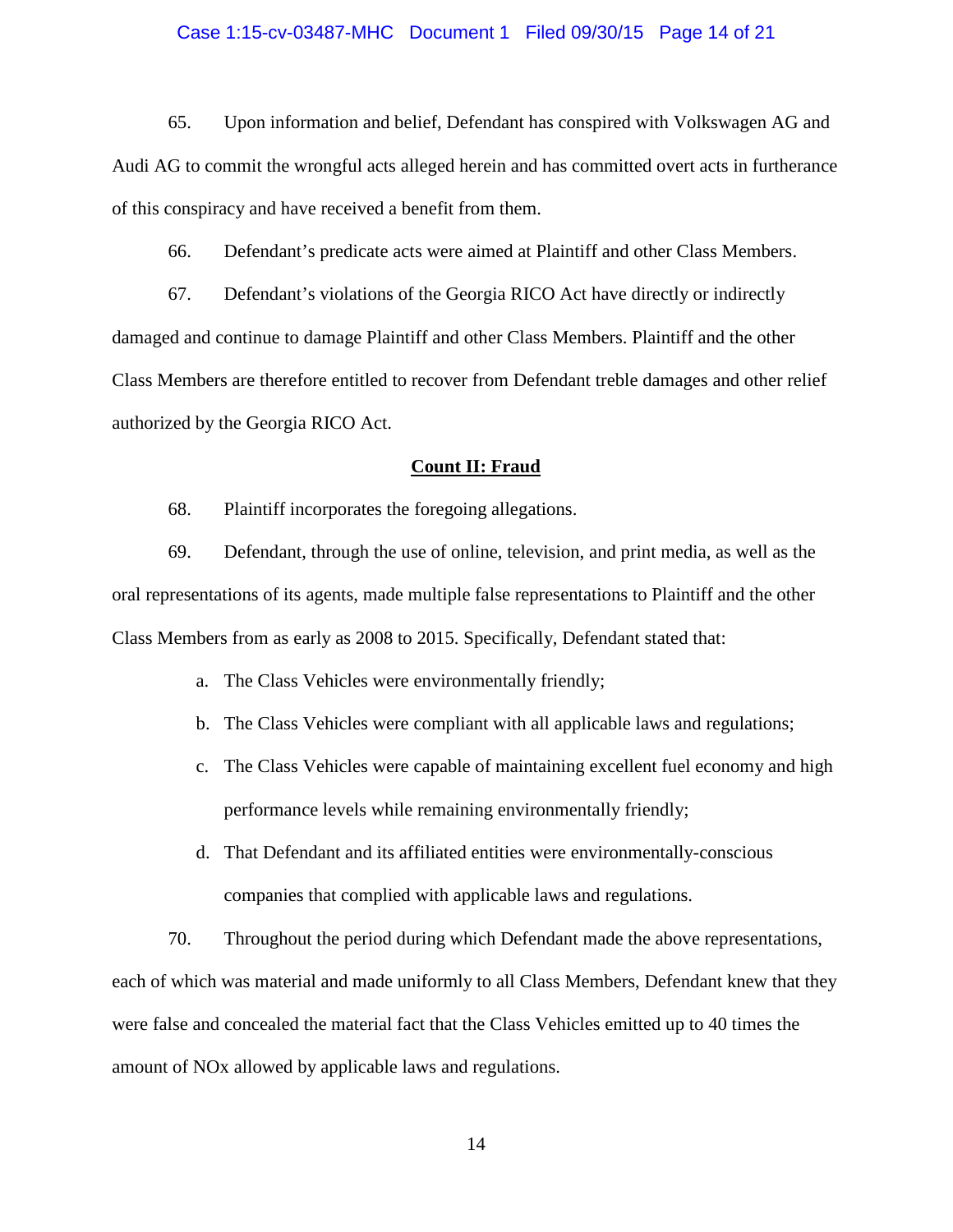65. Upon information and belief, Defendant has conspired with Volkswagen AG and Audi AG to commit the wrongful acts alleged herein and has committed overt acts in furtherance of this conspiracy and have received a benefit from them.

66. Defendant's predicate acts were aimed at Plaintiff and other Class Members.

67. Defendant's violations of the Georgia RICO Act have directly or indirectly damaged and continue to damage Plaintiff and other Class Members. Plaintiff and the other Class Members are therefore entitled to recover from Defendant treble damages and other relief authorized by the Georgia RICO Act.

## **Count II: Fraud**

68. Plaintiff incorporates the foregoing allegations.

69. Defendant, through the use of online, television, and print media, as well as the oral representations of its agents, made multiple false representations to Plaintiff and the other Class Members from as early as 2008 to 2015. Specifically, Defendant stated that:

a. The Class Vehicles were environmentally friendly;

b. The Class Vehicles were compliant with all applicable laws and regulations;

c. The Class Vehicles were capable of maintaining excellent fuel economy and high performance levels while remaining environmentally friendly;

d. That Defendant and its affiliated entities were environmentally-conscious companies that complied with applicable laws and regulations.

70. Throughout the period during which Defendant made the above representations, each of which was material and made uniformly to all Class Members, Defendant knew that they were false and concealed the material fact that the Class Vehicles emitted up to 40 times the amount of NOx allowed by applicable laws and regulations.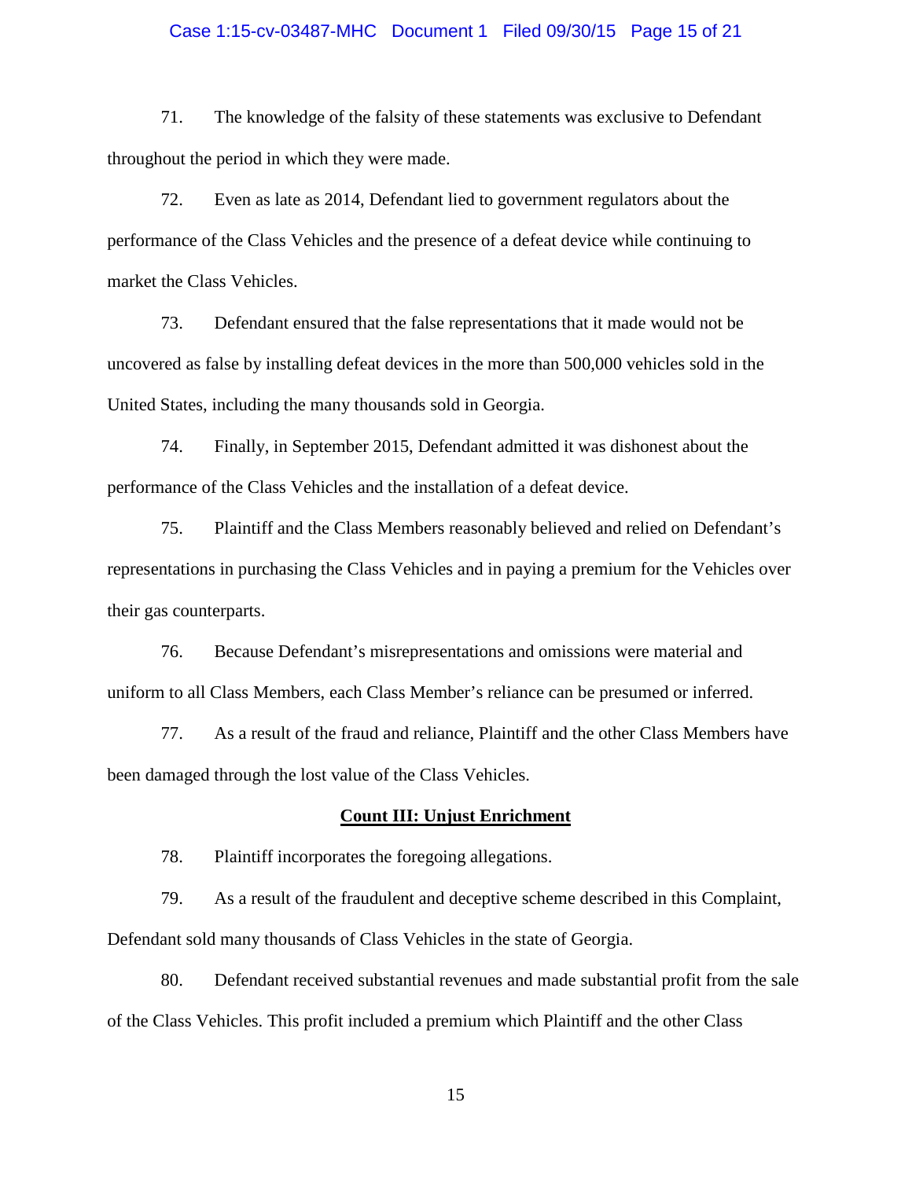71. The knowledge of the falsity of these statements was exclusive to Defendant throughout the period in which they were made.

72. Even as late as 2014, Defendant lied to government regulators about the performance of the Class Vehicles and the presence of a defeat device while continuing to market the Class Vehicles.

73. Defendant ensured that the false representations that it made would not be uncovered as false by installing defeat devices in the more than 500,000 vehicles sold in the United States, including the many thousands sold in Georgia.

74. Finally, in September 2015, Defendant admitted it was dishonest about the performance of the Class Vehicles and the installation of a defeat device.

75. Plaintiff and the Class Members reasonably believed and relied on Defendant's representations in purchasing the Class Vehicles and in paying a premium for the Vehicles over their gas counterparts.

76. Because Defendant's misrepresentations and omissions were material and uniform to all Class Members, each Class Member's reliance can be presumed or inferred.

77. As a result of the fraud and reliance, Plaintiff and the other Class Members have been damaged through the lost value of the Class Vehicles.

## Count III: Unjust Enrichment

78. Plaintiff incorporates the foregoing allegations.

79. As a result of the fraudulent and deceptive scheme described in this Complaint, Defendant sold many thousands of Class Vehicles in the state of Georgia.

80. Defendant received substantial revenues and made substantial profit from the sale of the Class Vehicles. This profit included a premium which Plaintiff and the other Class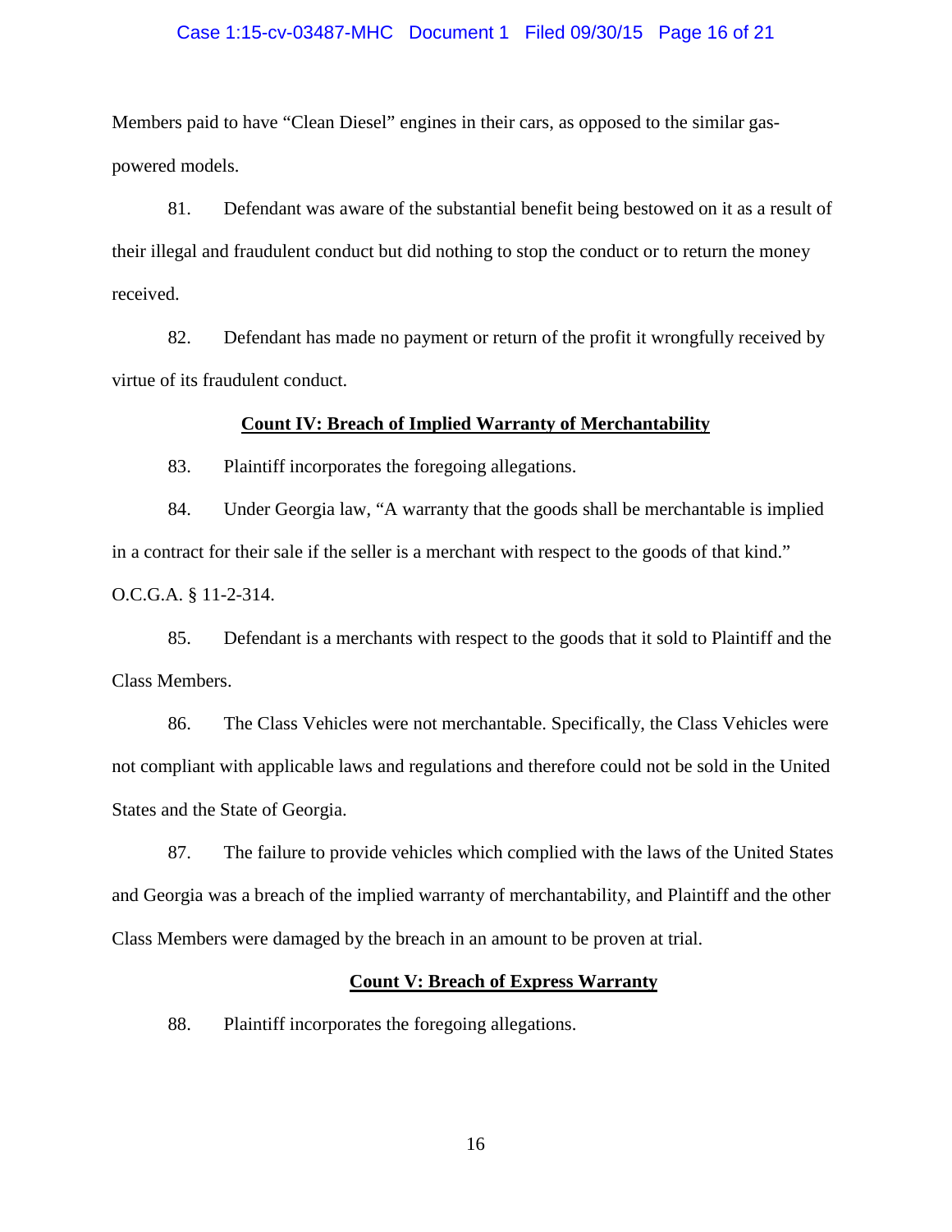Members paid to have "Clean Diesel" engines in their cars, as opposed to the similar gas-powered models.

81. Defendant was aware of the substantial benefit being bestowed on it as a result of their illegal and fraudulent conduct but did nothing to stop the conduct or to return the money received.

82. Defendant has made no payment or return of the profit it wrongfully received by virtue of its fraudulent conduct.

**Count IV: Breach of Implied Warranty of Merchantability**

83. Plaintiff incorporates the foregoing allegations.

84. Under Georgia law, "A warranty that the goods shall be merchantable is implied in a contract for their sale if the seller is a merchant with respect to the goods of that kind." O.C.G.A. § 11-2-314.

85. Defendant is a merchants with respect to the goods that it sold to Plaintiff and the Class Members.

86. The Class Vehicles were not merchantable. Specifically, the Class Vehicles were not compliant with applicable laws and regulations and therefore could not be sold in the United States and the State of Georgia.

87. The failure to provide vehicles which complied with the laws of the United States and Georgia was a breach of the implied warranty of merchantability, and Plaintiff and the other Class Members were damaged by the breach in an amount to be proven at trial.

**Count V: Breach of Express Warranty**

88. Plaintiff incorporates the foregoing allegations.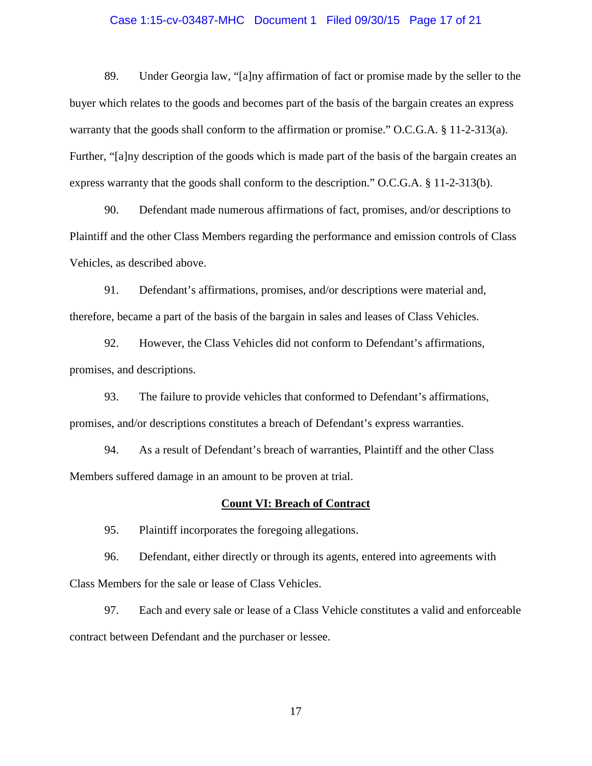89. Under Georgia law, "[a]ny affirmation of fact or promise made by the seller to the buyer which relates to the goods and becomes part of the basis of the bargain creates an express warranty that the goods shall conform to the affirmation or promise." O.C.G.A. § 11-2-313(a). Further, "[a]ny description of the goods which is made part of the basis of the bargain creates an express warranty that the goods shall conform to the description." O.C.G.A. § 11-2-313(b).

90. Defendant made numerous affirmations of fact, promises, and/or descriptions to Plaintiff and the other Class Members regarding the performance and emission controls of Class Vehicles, as described above.

91. Defendant's affirmations, promises, and/or descriptions were material and, therefore, became a part of the basis of the bargain in sales and leases of Class Vehicles.

92. However, the Class Vehicles did not conform to Defendant's affirmations, promises, and descriptions.

93. The failure to provide vehicles that conformed to Defendant's affirmations, promises, and/or descriptions constitutes a breach of Defendant's express warranties.

94. As a result of Defendant's breach of warranties, Plaintiff and the other Class Members suffered damage in an amount to be proven at trial.

**Count VI: Breach of Contract**

95. Plaintiff incorporates the foregoing allegations.

96. Defendant, either directly or through its agents, entered into agreements with Class Members for the sale or lease of Class Vehicles.

97. Each and every sale or lease of a Class Vehicle constitutes a valid and enforceable contract between Defendant and the purchaser or lessee.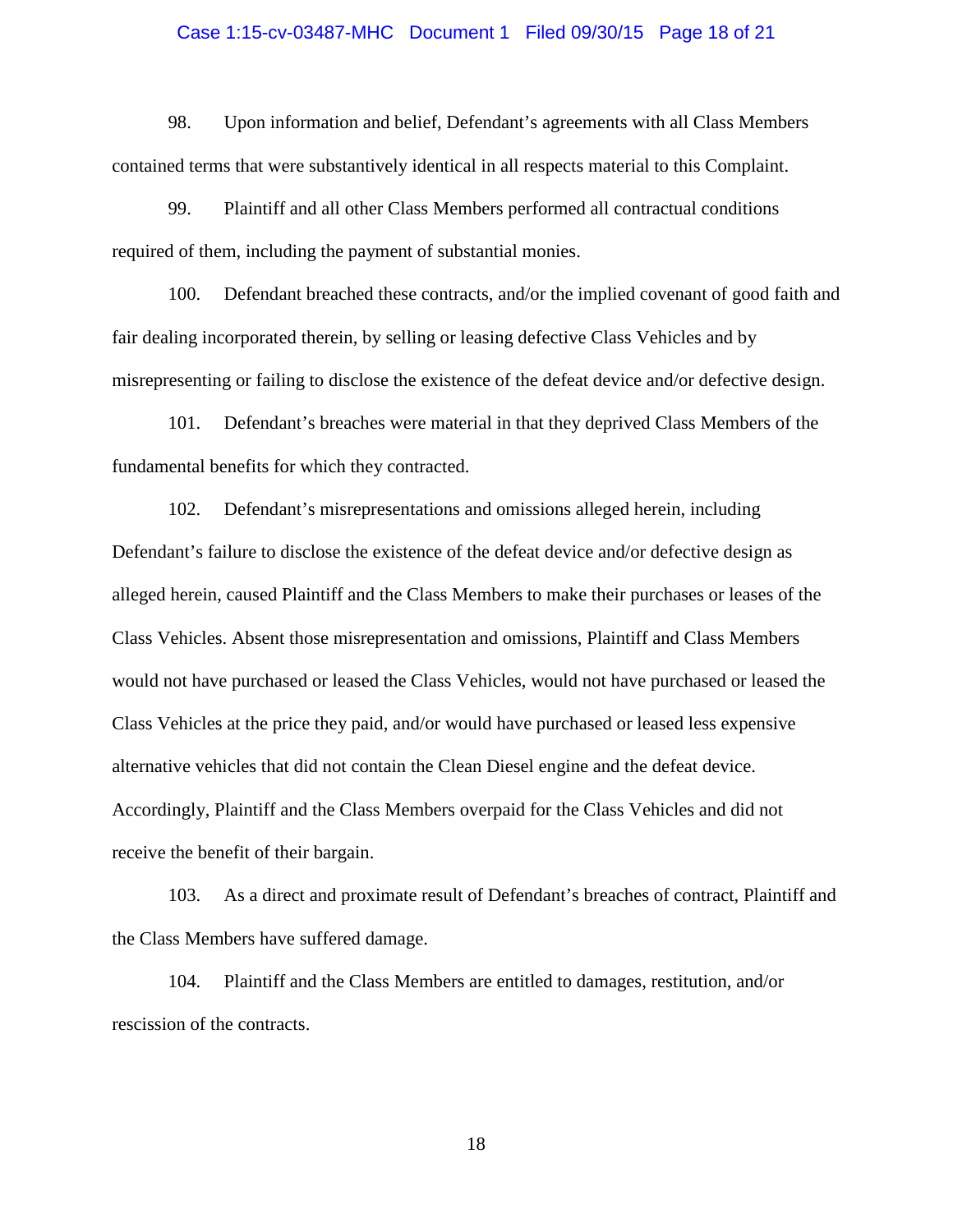98. Upon information and belief, Defendant's agreements with all Class Members contained terms that were substantively identical in all respects material to this Complaint.

99. Plaintiff and all other Class Members performed all contractual conditions required of them, including the payment of substantial monies.

100. Defendant breached these contracts, and/or the implied covenant of good faith and fair dealing incorporated therein, by selling or leasing defective Class Vehicles and by misrepresenting or failing to disclose the existence of the defeat device and/or defective design.

101. Defendant's breaches were material in that they deprived Class Members of the fundamental benefits for which they contracted.

102. Defendant's misrepresentations and omissions alleged herein, including Defendant's failure to disclose the existence of the defeat device and/or defective design as alleged herein, caused Plaintiff and the Class Members to make their purchases or leases of the Class Vehicles. Absent those misrepresentation and omissions, Plaintiff and Class Members would not have purchased or leased the Class Vehicles, would not have purchased or leased the Class Vehicles at the price they paid, and/or would have purchased or leased less expensive alternative vehicles that did not contain the Clean Diesel engine and the defeat device. Accordingly, Plaintiff and the Class Members overpaid for the Class Vehicles and did not receive the benefit of their bargain.

103. As a direct and proximate result of Defendant's breaches of contract, Plaintiff and the Class Members have suffered damage.

104. Plaintiff and the Class Members are entitled to damages, restitution, and/or rescission of the contracts.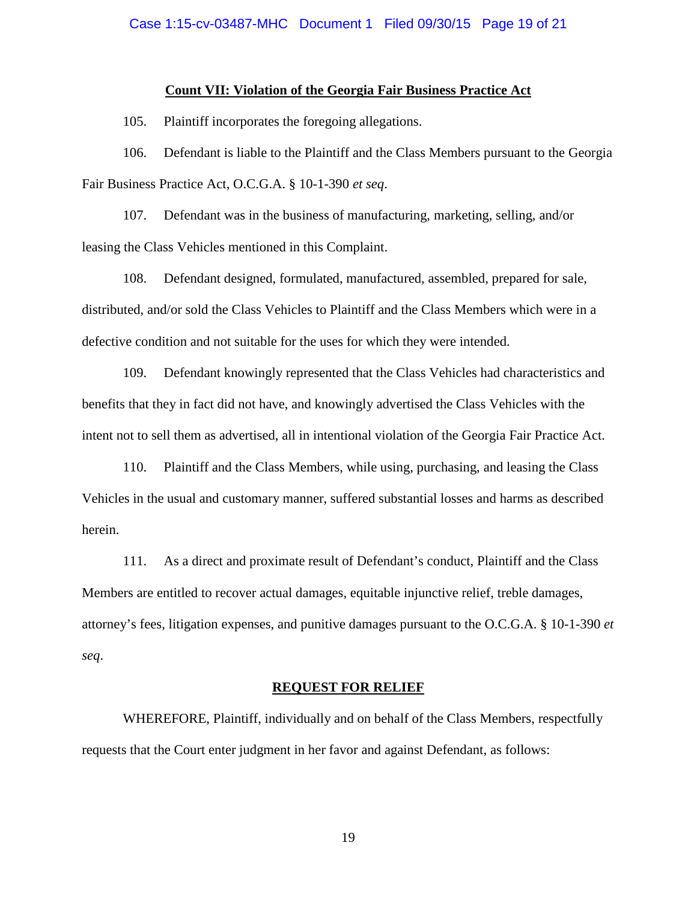## Count VII: Violation of the Georgia Fair Business Practice Act

105. Plaintiff incorporates the foregoing allegations.

106. Defendant is liable to the Plaintiff and the Class Members pursuant to the Georgia Fair Business Practice Act, O.C.G.A. § 10-1-390 *et seq*.

107. Defendant was in the business of manufacturing, marketing, selling, and/or leasing the Class Vehicles mentioned in this Complaint.

108. Defendant designed, formulated, manufactured, assembled, prepared for sale, distributed, and/or sold the Class Vehicles to Plaintiff and the Class Members which were in a defective condition and not suitable for the uses for which they were intended.

109. Defendant knowingly represented that the Class Vehicles had characteristics and benefits that they in fact did not have, and knowingly advertised the Class Vehicles with the intent not to sell them as advertised, all in intentional violation of the Georgia Fair Practice Act.

110. Plaintiff and the Class Members, while using, purchasing, and leasing the Class Vehicles in the usual and customary manner, suffered substantial losses and harms as described herein.

111. As a direct and proximate result of Defendant's conduct, Plaintiff and the Class Members are entitled to recover actual damages, equitable injunctive relief, treble damages, attorney's fees, litigation expenses, and punitive damages pursuant to the O.C.G.A. § 10-1-390 *et seq*.

## REQUEST FOR RELIEF

WHEREFORE, Plaintiff, individually and on behalf of the Class Members, respectfully requests that the Court enter judgment in her favor and against Defendant, as follows: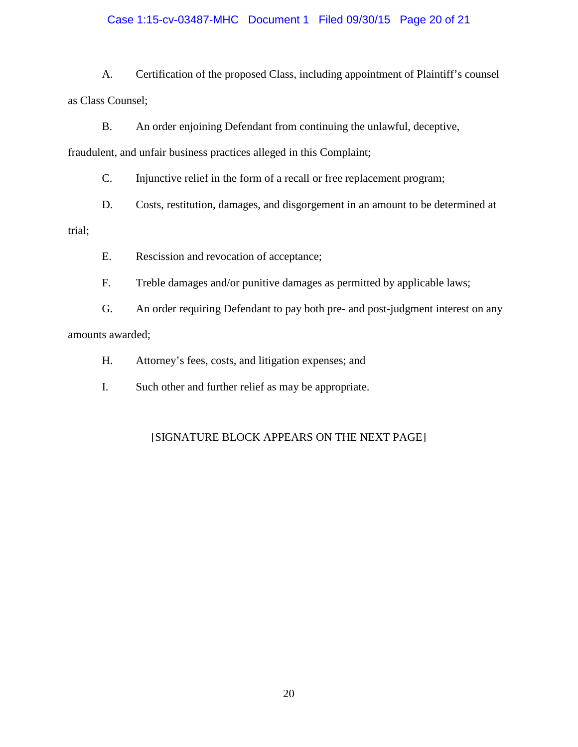A. Certification of the proposed Class, including appointment of Plaintiff's counsel as Class Counsel;

B. An order enjoining Defendant from continuing the unlawful, deceptive, fraudulent, and unfair business practices alleged in this Complaint;

C. Injunctive relief in the form of a recall or free replacement program;

D. Costs, restitution, damages, and disgorgement in an amount to be determined at trial;

E. Rescission and revocation of acceptance;

F. Treble damages and/or punitive damages as permitted by applicable laws;

G. An order requiring Defendant to pay both pre- and post-judgment interest on any amounts awarded;

H. Attorney's fees, costs, and litigation expenses; and

I. Such other and further relief as may be appropriate.

[SIGNATURE BLOCK APPEARS ON THE NEXT PAGE]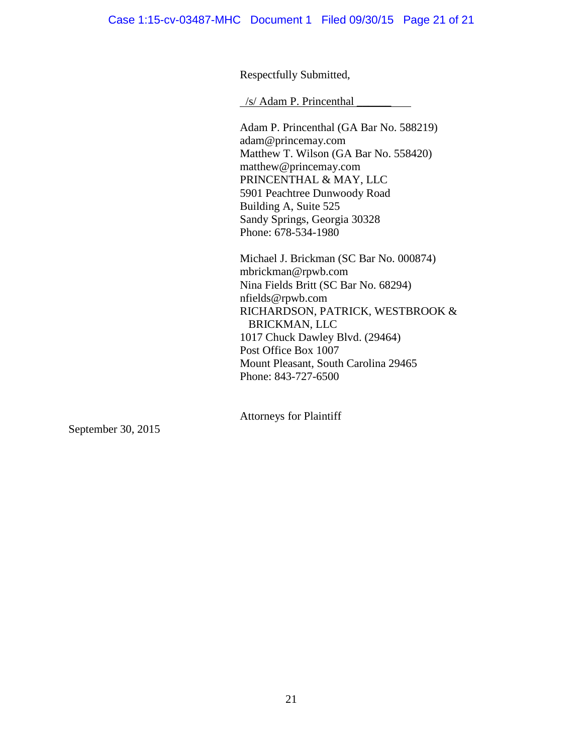Respectfully Submitted,

/s/ Adam P. Princenthal

Adam P. Princenthal (GA Bar No. 588219)
adam@princemay.com
Matthew T. Wilson (GA Bar No. 558420)
matthew@princemay.com
PRINCENTHAL & MAY, LLC
5901 Peachtree Dunwoody Road
Building A, Suite 525
Sandy Springs, Georgia 30328
Phone: 678-534-1980

Michael J. Brickman (SC Bar No. 000874)
mbrickman@rpwb.com
Nina Fields Britt (SC Bar No. 68294)
nfields@rpwb.com
RICHARDSON, PATRICK, WESTBROOK & BRICKMAN, LLC
1017 Chuck Dawley Blvd. (29464)
Post Office Box 1007
Mount Pleasant, South Carolina 29465
Phone: 843-727-6500

Attorneys for Plaintiff

September 30, 2015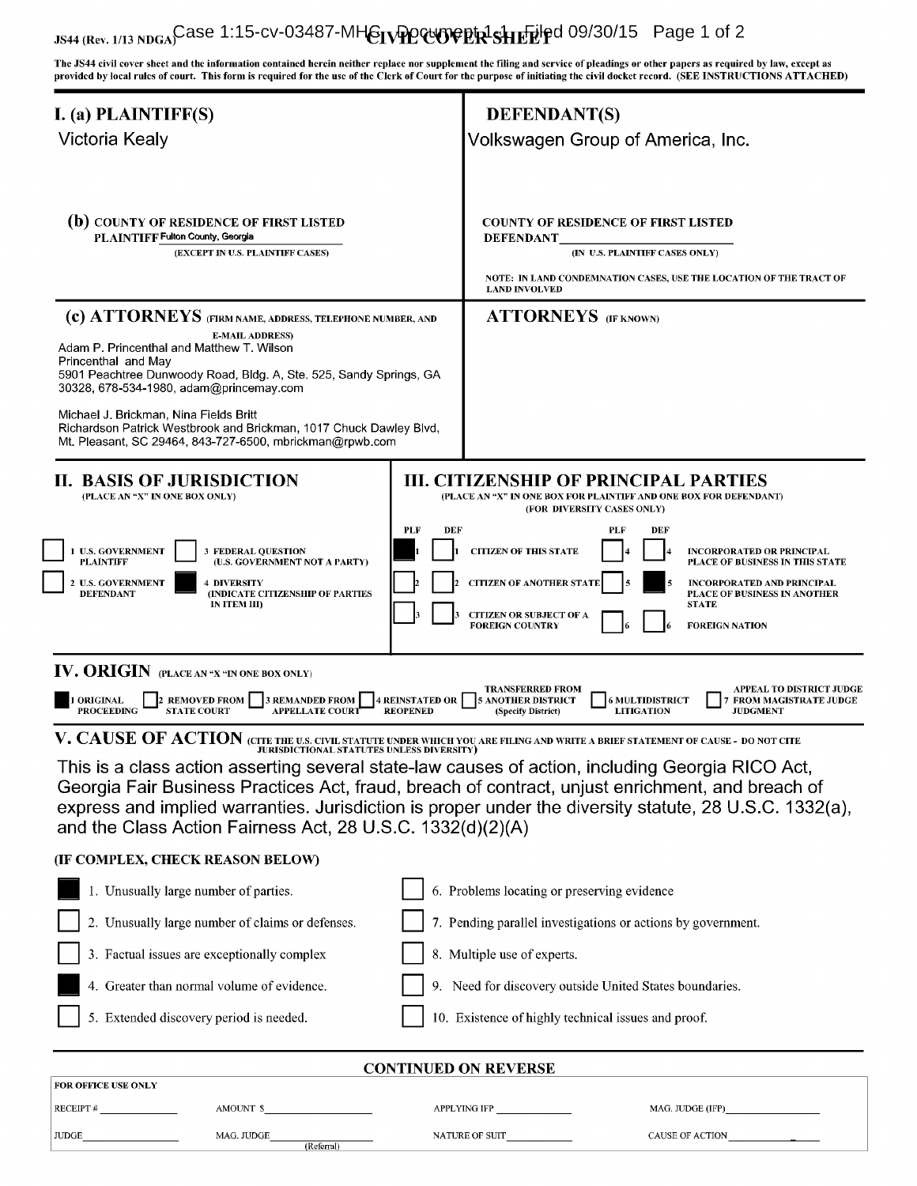JS44 (Rev. 1/13 NDGA) **CIVIL COVER SHEET**

The JS44 civil cover sheet and the information contained herein neither replace nor supplement the filing and service of pleadings or other papers as required by law, except as provided by local rules of court. This form is required for the use of the Clerk of Court for the purpose of initiating the civil docket record. (SEE INSTRUCTIONS ATTACHED)

| **I. (a) PLAINTIFF(S)** | **DEFENDANT(S)** |
|---|---|
| Victoria Kealy | Volkswagen Group of America, Inc. |
| **(b) COUNTY OF RESIDENCE OF FIRST LISTED PLAINTIFF** Fulton County, Georgia (EXCEPT IN U.S. PLAINTIFF CASES) | **COUNTY OF RESIDENCE OF FIRST LISTED DEFENDANT** ______ (IN U.S. PLAINTIFF CASES ONLY) NOTE: IN LAND CONDEMNATION CASES, USE THE LOCATION OF THE TRACT OF LAND INVOLVED |
| **(c) ATTORNEYS** (FIRM NAME, ADDRESS, TELEPHONE NUMBER, AND E-MAIL ADDRESS) Adam P. Princenthal and Matthew T. Wilson, Princenthal and May, 5901 Peachtree Dunwoody Road, Bldg. A, Ste. 525, Sandy Springs, GA 30328, 678-534-1980, adam@princemay.com; Michael J. Brickman, Nina Fields Britt, Richardson Patrick Westbrook and Brickman, 1017 Chuck Dawley Blvd, Mt. Pleasant, SC 29464, 843-727-6500, mbrickman@rpwb.com | **ATTORNEYS** (IF KNOWN) |

## II. BASIS OF JURISDICTION
(PLACE AN "X" IN ONE BOX ONLY)

- ☐ 1 U.S. GOVERNMENT PLAINTIFF
- ☐ 2 U.S. GOVERNMENT DEFENDANT
- ☐ 3 FEDERAL QUESTION (U.S. GOVERNMENT NOT A PARTY)
- ☒ 4 DIVERSITY (INDICATE CITIZENSHIP OF PARTIES IN ITEM III)

## III. CITIZENSHIP OF PRINCIPAL PARTIES
(PLACE AN "X" IN ONE BOX FOR PLAINTIFF AND ONE BOX FOR DEFENDANT) (FOR DIVERSITY CASES ONLY)

| PLF | DEF | | PLF | DEF | |
|---|---|---|---|---|---|
| ☒ 1 | ☐ 1 | CITIZEN OF THIS STATE | ☐ 4 | ☐ 4 | INCORPORATED OR PRINCIPAL PLACE OF BUSINESS IN THIS STATE |
| ☐ 2 | ☐ 2 | CITIZEN OF ANOTHER STATE | ☐ 5 | ☒ 5 | INCORPORATED AND PRINCIPAL PLACE OF BUSINESS IN ANOTHER STATE |
| ☐ 3 | ☐ 3 | CITIZEN OR SUBJECT OF A FOREIGN COUNTRY | ☐ 6 | ☐ 6 | FOREIGN NATION |

## IV. ORIGIN
(PLACE AN "X" IN ONE BOX ONLY)

☒ 1 ORIGINAL PROCEEDING ☐ 2 REMOVED FROM STATE COURT ☐ 3 REMANDED FROM APPELLATE COURT ☐ 4 REINSTATED OR REOPENED ☐ 5 TRANSFERRED FROM ANOTHER DISTRICT (Specify District) ☐ 6 MULTIDISTRICT LITIGATION ☐ 7 APPEAL TO DISTRICT JUDGE FROM MAGISTRATE JUDGE JUDGMENT

## V. CAUSE OF ACTION
(CITE THE U.S. CIVIL STATUTE UNDER WHICH YOU ARE FILING AND WRITE A BRIEF STATEMENT OF CAUSE - DO NOT CITE JURISDICTIONAL STATUTES UNLESS DIVERSITY)

This is a class action asserting several state-law causes of action, including Georgia RICO Act, Georgia Fair Business Practices Act, fraud, breach of contract, unjust enrichment, and breach of express and implied warranties. Jurisdiction is proper under the diversity statute, 28 U.S.C. 1332(a), and the Class Action Fairness Act, 28 U.S.C. 1332(d)(2)(A)

**(IF COMPLEX, CHECK REASON BELOW)**

- ☒ 1. Unusually large number of parties.
- ☐ 2. Unusually large number of claims or defenses.
- ☐ 3. Factual issues are exceptionally complex
- ☒ 4. Greater than normal volume of evidence.
- ☐ 5. Extended discovery period is needed.
- ☐ 6. Problems locating or preserving evidence
- ☐ 7. Pending parallel investigations or actions by government.
- ☐ 8. Multiple use of experts.
- ☐ 9. Need for discovery outside United States boundaries.
- ☐ 10. Existence of highly technical issues and proof.

**CONTINUED ON REVERSE**

| FOR OFFICE USE ONLY | | | |
|---|---|---|---|
| RECEIPT # ______ | AMOUNT $ ______ | APPLYING IFP ______ | MAG. JUDGE (IFP) ______ |
| JUDGE ______ | MAG. JUDGE ______ (Referral) | NATURE OF SUIT ______ | CAUSE OF ACTION ______ |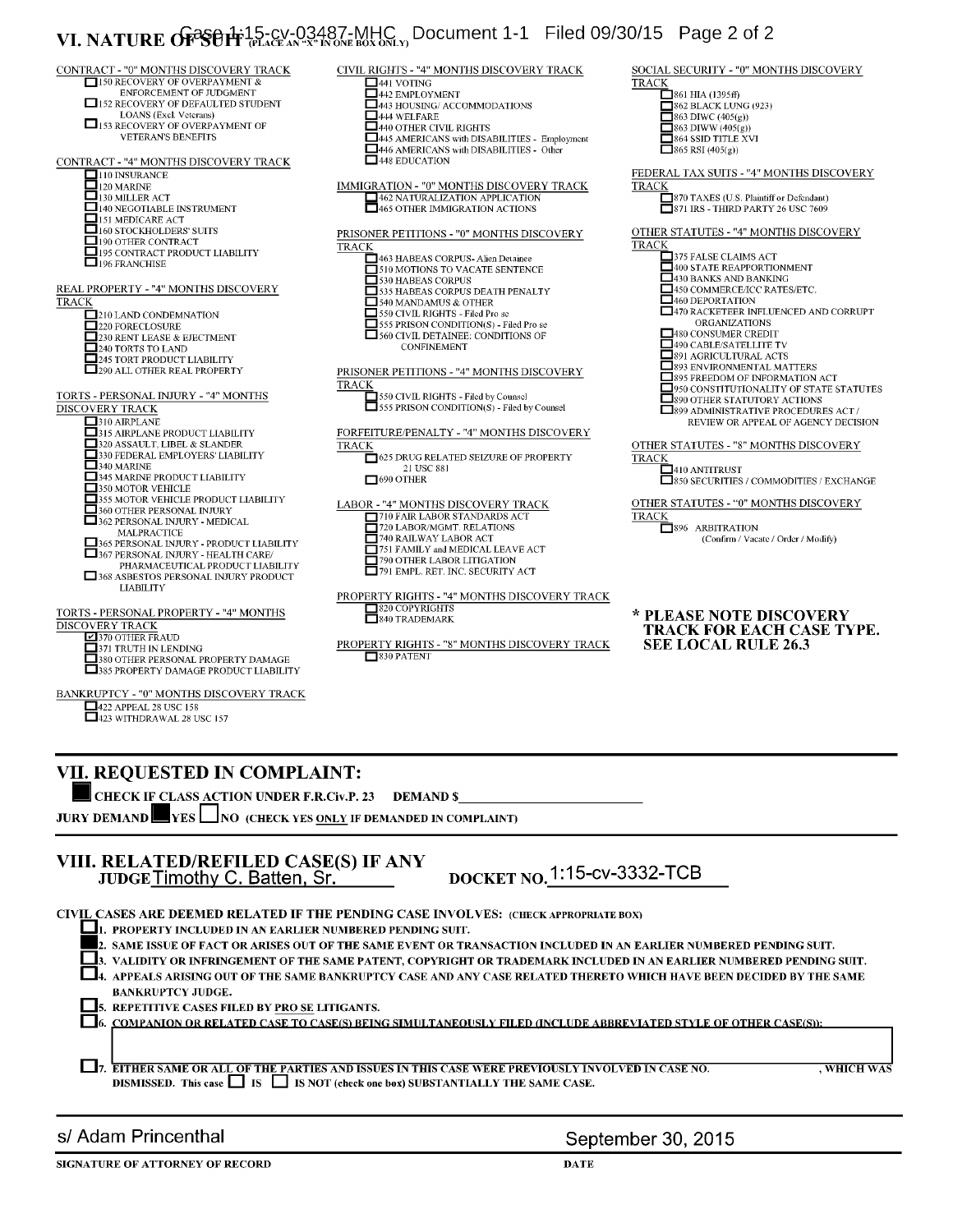# VI. NATURE OF SUIT (PLACE AN "X" IN ONE BOX ONLY)

**CONTRACT - "0" MONTHS DISCOVERY TRACK**
- ☐ 150 RECOVERY OF OVERPAYMENT & ENFORCEMENT OF JUDGMENT
- ☐ 152 RECOVERY OF DEFAULTED STUDENT LOANS (Excl. Veterans)
- ☐ 153 RECOVERY OF OVERPAYMENT OF VETERAN'S BENEFITS

**CONTRACT - "4" MONTHS DISCOVERY TRACK**
- ☐ 110 INSURANCE
- ☐ 120 MARINE
- ☐ 130 MILLER ACT
- ☐ 140 NEGOTIABLE INSTRUMENT
- ☐ 151 MEDICARE ACT
- ☐ 160 STOCKHOLDERS' SUITS
- ☐ 190 OTHER CONTRACT
- ☐ 195 CONTRACT PRODUCT LIABILITY
- ☐ 196 FRANCHISE

**REAL PROPERTY - "4" MONTHS DISCOVERY TRACK**
- ☐ 210 LAND CONDEMNATION
- ☐ 220 FORECLOSURE
- ☐ 230 RENT LEASE & EJECTMENT
- ☐ 240 TORTS TO LAND
- ☐ 245 TORT PRODUCT LIABILITY
- ☐ 290 ALL OTHER REAL PROPERTY

**TORTS - PERSONAL INJURY - "4" MONTHS DISCOVERY TRACK**
- ☐ 310 AIRPLANE
- ☐ 315 AIRPLANE PRODUCT LIABILITY
- ☐ 320 ASSAULT, LIBEL & SLANDER
- ☐ 330 FEDERAL EMPLOYERS' LIABILITY
- ☐ 340 MARINE
- ☐ 345 MARINE PRODUCT LIABILITY
- ☐ 350 MOTOR VEHICLE
- ☐ 355 MOTOR VEHICLE PRODUCT LIABILITY
- ☐ 360 OTHER PERSONAL INJURY
- ☐ 362 PERSONAL INJURY - MEDICAL MALPRACTICE
- ☐ 365 PERSONAL INJURY - PRODUCT LIABILITY
- ☐ 367 PERSONAL INJURY - HEALTH CARE/ PHARMACEUTICAL PRODUCT LIABILITY
- ☐ 368 ASBESTOS PERSONAL INJURY PRODUCT LIABILITY

**TORTS - PERSONAL PROPERTY - "4" MONTHS DISCOVERY TRACK**
- ☑ 370 OTHER FRAUD
- ☐ 371 TRUTH IN LENDING
- ☐ 380 OTHER PERSONAL PROPERTY DAMAGE
- ☐ 385 PROPERTY DAMAGE PRODUCT LIABILITY

**BANKRUPTCY - "0" MONTHS DISCOVERY TRACK**
- ☐ 422 APPEAL 28 USC 158
- ☐ 423 WITHDRAWAL 28 USC 157

**CIVIL RIGHTS - "4" MONTHS DISCOVERY TRACK**
- ☐ 441 VOTING
- ☐ 442 EMPLOYMENT
- ☐ 443 HOUSING/ ACCOMMODATIONS
- ☐ 444 WELFARE
- ☐ 440 OTHER CIVIL RIGHTS
- ☐ 445 AMERICANS with DISABILITIES - Employment
- ☐ 446 AMERICANS with DISABILITIES - Other
- ☐ 448 EDUCATION

**IMMIGRATION - "0" MONTHS DISCOVERY TRACK**
- ☐ 462 NATURALIZATION APPLICATION
- ☐ 465 OTHER IMMIGRATION ACTIONS

**PRISONER PETITIONS - "0" MONTHS DISCOVERY TRACK**
- ☐ 463 HABEAS CORPUS- Alien Detainee
- ☐ 510 MOTIONS TO VACATE SENTENCE
- ☐ 530 HABEAS CORPUS
- ☐ 535 HABEAS CORPUS DEATH PENALTY
- ☐ 540 MANDAMUS & OTHER
- ☐ 550 CIVIL RIGHTS - Filed Pro se
- ☐ 555 PRISON CONDITION(S) - Filed Pro se
- ☐ 560 CIVIL DETAINEE: CONDITIONS OF CONFINEMENT

**PRISONER PETITIONS - "4" MONTHS DISCOVERY TRACK**
- ☐ 550 CIVIL RIGHTS - Filed by Counsel
- ☐ 555 PRISON CONDITION(S) - Filed by Counsel

**FORFEITURE/PENALTY - "4" MONTHS DISCOVERY TRACK**
- ☐ 625 DRUG RELATED SEIZURE OF PROPERTY 21 USC 881
- ☐ 690 OTHER

**LABOR - "4" MONTHS DISCOVERY TRACK**
- ☐ 710 FAIR LABOR STANDARDS ACT
- ☐ 720 LABOR/MGMT. RELATIONS
- ☐ 740 RAILWAY LABOR ACT
- ☐ 751 FAMILY and MEDICAL LEAVE ACT
- ☐ 790 OTHER LABOR LITIGATION
- ☐ 791 EMPL. RET. INC. SECURITY ACT

**PROPERTY RIGHTS - "4" MONTHS DISCOVERY TRACK**
- ☐ 820 COPYRIGHTS
- ☐ 840 TRADEMARK

**PROPERTY RIGHTS - "8" MONTHS DISCOVERY TRACK**
- ☐ 830 PATENT

**SOCIAL SECURITY - "0" MONTHS DISCOVERY TRACK**
- ☐ 861 HIA (1395ff)
- ☐ 862 BLACK LUNG (923)
- ☐ 863 DIWC (405(g))
- ☐ 863 DIWW (405(g))
- ☐ 864 SSID TITLE XVI
- ☐ 865 RSI (405(g))

**FEDERAL TAX SUITS - "4" MONTHS DISCOVERY TRACK**
- ☐ 870 TAXES (U.S. Plaintiff or Defendant)
- ☐ 871 IRS - THIRD PARTY 26 USC 7609

**OTHER STATUTES - "4" MONTHS DISCOVERY TRACK**
- ☐ 375 FALSE CLAIMS ACT
- ☐ 400 STATE REAPPORTIONMENT
- ☐ 430 BANKS AND BANKING
- ☐ 450 COMMERCE/ICC RATES/ETC.
- ☐ 460 DEPORTATION
- ☐ 470 RACKETEER INFLUENCED AND CORRUPT ORGANIZATIONS
- ☐ 480 CONSUMER CREDIT
- ☐ 490 CABLE/SATELLITE TV
- ☐ 891 AGRICULTURAL ACTS
- ☐ 893 ENVIRONMENTAL MATTERS
- ☐ 895 FREEDOM OF INFORMATION ACT
- ☐ 950 CONSTITUTIONALITY OF STATE STATUTES
- ☐ 890 OTHER STATUTORY ACTIONS
- ☐ 899 ADMINISTRATIVE PROCEDURES ACT / REVIEW OR APPEAL OF AGENCY DECISION

**OTHER STATUTES - "8" MONTHS DISCOVERY TRACK**
- ☐ 410 ANTITRUST
- ☐ 850 SECURITIES / COMMODITIES / EXCHANGE

**OTHER STATUTES - "0" MONTHS DISCOVERY TRACK**
- ☐ 896 ARBITRATION (Confirm / Vacate / Order / Modify)

**\* PLEASE NOTE DISCOVERY TRACK FOR EACH CASE TYPE. SEE LOCAL RULE 26.3**

# VII. REQUESTED IN COMPLAINT:

■ **CHECK IF CLASS ACTION UNDER F.R.Civ.P. 23 DEMAND $**\_\_\_\_\_\_\_\_\_\_

**JURY DEMAND** ■ **YES** ☐ **NO (CHECK YES ONLY IF DEMANDED IN COMPLAINT)**

# VIII. RELATED/REFILED CASE(S) IF ANY

**JUDGE** Timothy C. Batten, Sr. **DOCKET NO.** 1:15-cv-3332-TCB

**CIVIL CASES ARE DEEMED RELATED IF THE PENDING CASE INVOLVES: (CHECK APPROPRIATE BOX)**

- ☐ 1. PROPERTY INCLUDED IN AN EARLIER NUMBERED PENDING SUIT.
- ■ 2. SAME ISSUE OF FACT OR ARISES OUT OF THE SAME EVENT OR TRANSACTION INCLUDED IN AN EARLIER NUMBERED PENDING SUIT.
- ☐ 3. VALIDITY OR INFRINGEMENT OF THE SAME PATENT, COPYRIGHT OR TRADEMARK INCLUDED IN AN EARLIER NUMBERED PENDING SUIT.
- ☐ 4. APPEALS ARISING OUT OF THE SAME BANKRUPTCY CASE AND ANY CASE RELATED THERETO WHICH HAVE BEEN DECIDED BY THE SAME BANKRUPTCY JUDGE.
- ☐ 5. REPETITIVE CASES FILED BY PRO SE LITIGANTS.
- ☐ 6. COMPANION OR RELATED CASE TO CASE(S) BEING SIMULTANEOUSLY FILED (INCLUDE ABBREVIATED STYLE OF OTHER CASE(S)):
- ☐ 7. EITHER SAME OR ALL OF THE PARTIES AND ISSUES IN THIS CASE WERE PREVIOUSLY INVOLVED IN CASE NO. \_\_\_\_\_\_\_\_\_\_, WHICH WAS DISMISSED. This case ☐ IS ☐ IS NOT (check one box) SUBSTANTIALLY THE SAME CASE.

s/ Adam Princenthal — September 30, 2015

**SIGNATURE OF ATTORNEY OF RECORD** — **DATE**